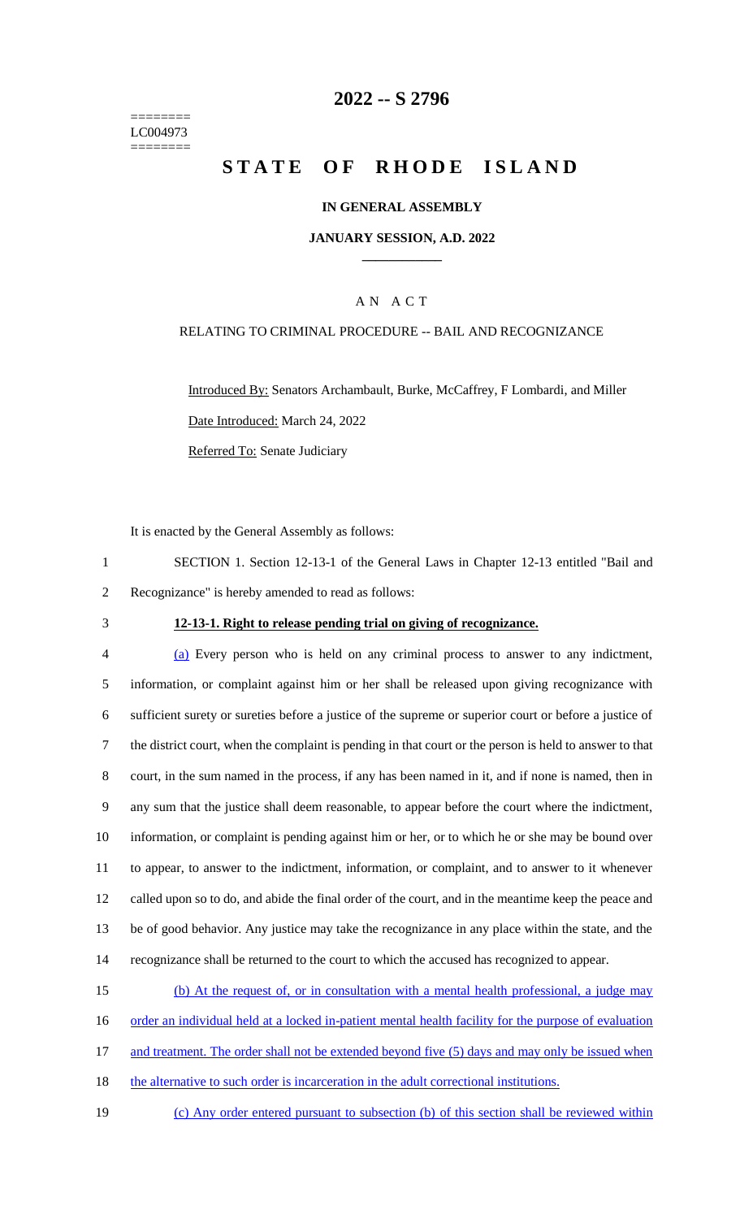========
LC004973
========

# 2022 -- S 2796

# STATE OF RHODE ISLAND

## IN GENERAL ASSEMBLY

### JANUARY SESSION, A.D. 2022

____________

### A N A C T

RELATING TO CRIMINAL PROCEDURE -- BAIL AND RECOGNIZANCE

Introduced By: Senators Archambault, Burke, McCaffrey, F Lombardi, and Miller

Date Introduced: March 24, 2022

Referred To: Senate Judiciary

It is enacted by the General Assembly as follows:

1 SECTION 1. Section 12-13-1 of the General Laws in Chapter 12-13 entitled "Bail and
2 Recognizance" is hereby amended to read as follows:

3 **12-13-1. Right to release pending trial on giving of recognizance.**

4 (a) Every person who is held on any criminal process to answer to any indictment,
5 information, or complaint against him or her shall be released upon giving recognizance with
6 sufficient surety or sureties before a justice of the supreme or superior court or before a justice of
7 the district court, when the complaint is pending in that court or the person is held to answer to that
8 court, in the sum named in the process, if any has been named in it, and if none is named, then in
9 any sum that the justice shall deem reasonable, to appear before the court where the indictment,
10 information, or complaint is pending against him or her, or to which he or she may be bound over
11 to appear, to answer to the indictment, information, or complaint, and to answer to it whenever
12 called upon so to do, and abide the final order of the court, and in the meantime keep the peace and
13 be of good behavior. Any justice may take the recognizance in any place within the state, and the
14 recognizance shall be returned to the court to which the accused has recognized to appear.

15 (b) At the request of, or in consultation with a mental health professional, a judge may
16 order an individual held at a locked in-patient mental health facility for the purpose of evaluation
17 and treatment. The order shall not be extended beyond five (5) days and may only be issued when
18 the alternative to such order is incarceration in the adult correctional institutions.

19 (c) Any order entered pursuant to subsection (b) of this section shall be reviewed within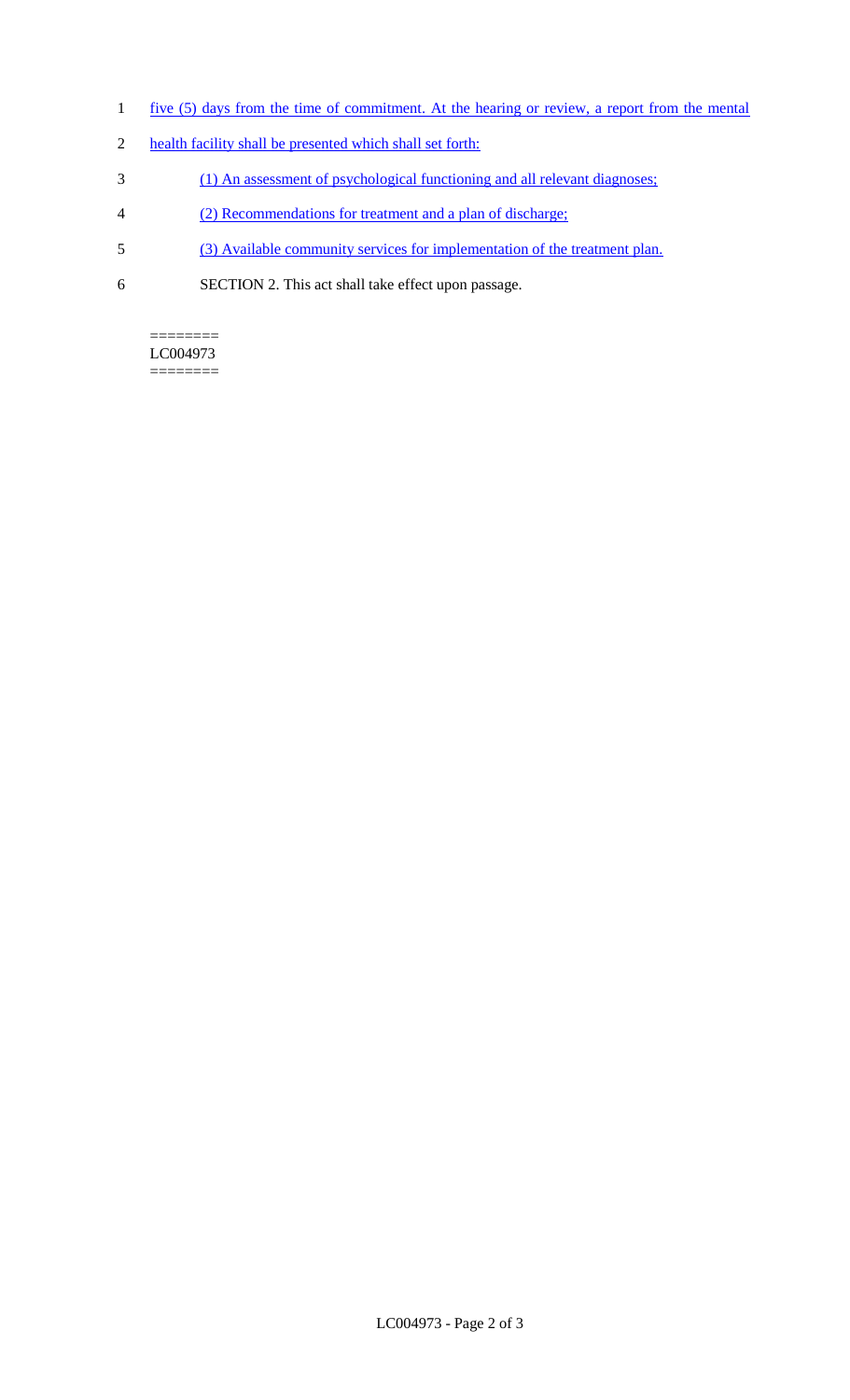five (5) days from the time of commitment. At the hearing or review, a report from the mental health facility shall be presented which shall set forth:

(1) An assessment of psychological functioning and all relevant diagnoses;

(2) Recommendations for treatment and a plan of discharge;

(3) Available community services for implementation of the treatment plan.

SECTION 2. This act shall take effect upon passage.

========
LC004973
========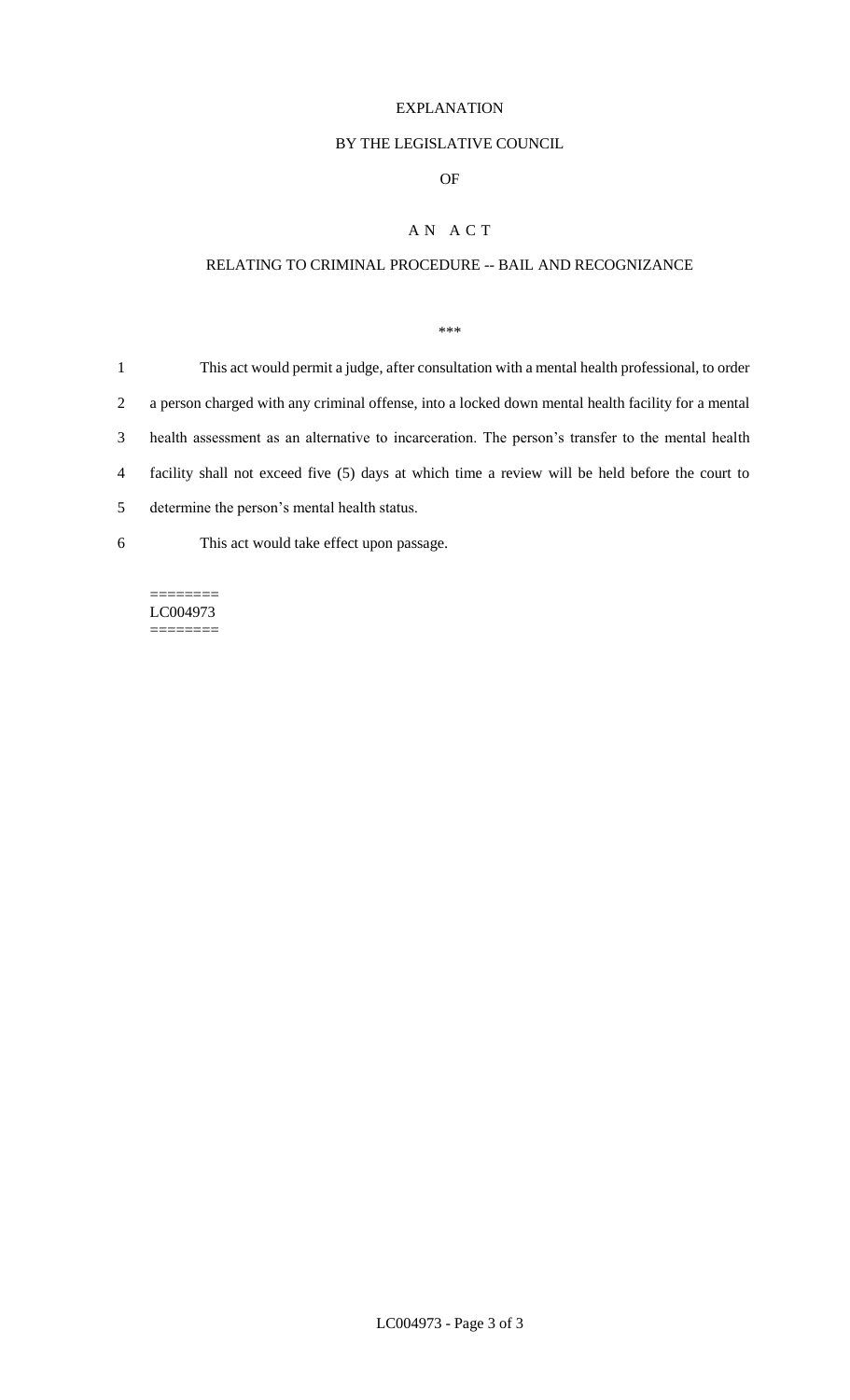EXPLANATION

BY THE LEGISLATIVE COUNCIL

OF

A N A C T

RELATING TO CRIMINAL PROCEDURE -- BAIL AND RECOGNIZANCE

\*\*\*

1 This act would permit a judge, after consultation with a mental health professional, to order
2 a person charged with any criminal offense, into a locked down mental health facility for a mental
3 health assessment as an alternative to incarceration. The person's transfer to the mental health
4 facility shall not exceed five (5) days at which time a review will be held before the court to
5 determine the person's mental health status.
6 This act would take effect upon passage.

========
LC004973
========